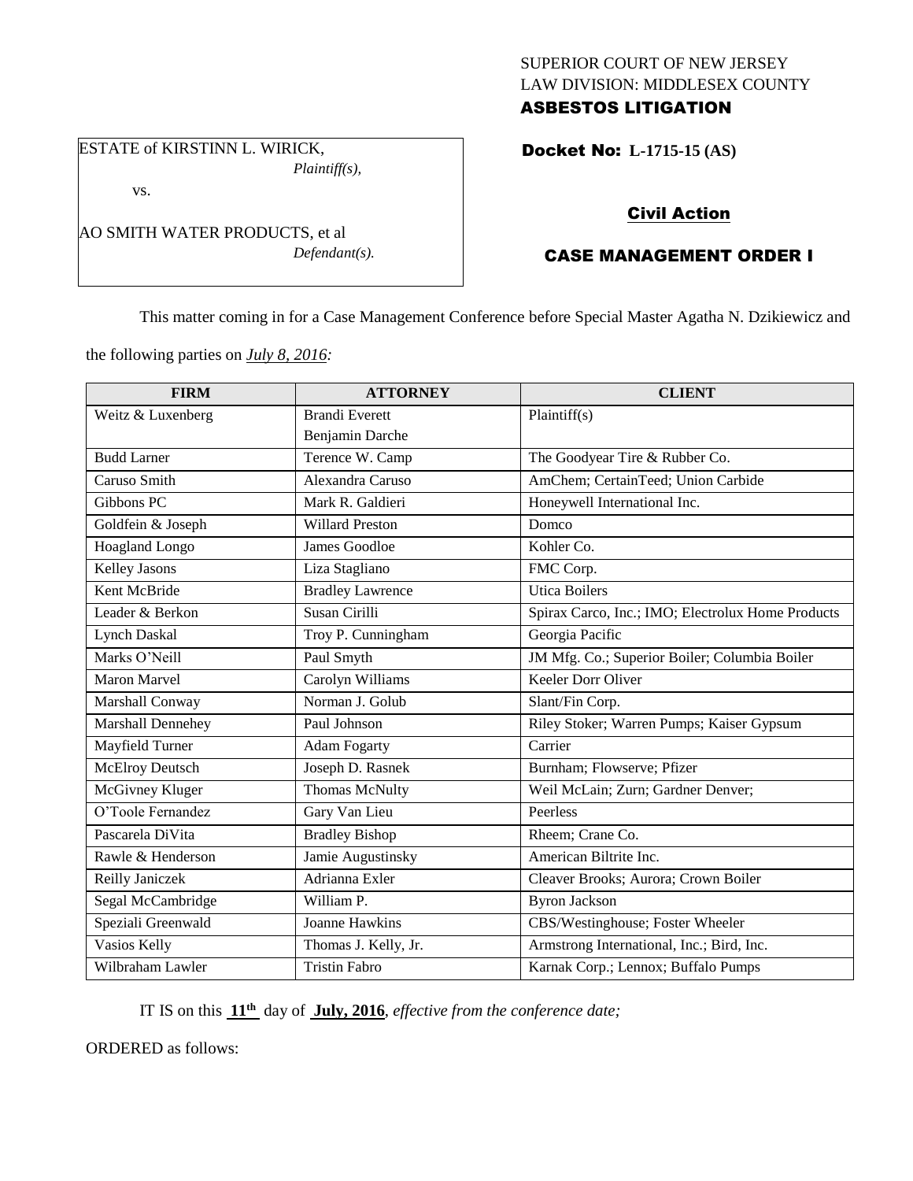SUPERIOR COURT OF NEW JERSEY
LAW DIVISION: MIDDLESEX COUNTY
**ASBESTOS LITIGATION**

ESTATE of KIRSTINN L. WIRICK,
*Plaintiff(s),*

vs.

AO SMITH WATER PRODUCTS, et al
*Defendant(s).*

**Docket No: L-1715-15 (AS)**

**Civil Action**

**CASE MANAGEMENT ORDER I**

This matter coming in for a Case Management Conference before Special Master Agatha N. Dzikiewicz and the following parties on *July 8, 2016:*

| FIRM | ATTORNEY | CLIENT |
|---|---|---|
| Weitz & Luxenberg | Brandi Everett<br>Benjamin Darche | Plaintiff(s) |
| Budd Larner | Terence W. Camp | The Goodyear Tire & Rubber Co. |
| Caruso Smith | Alexandra Caruso | AmChem; CertainTeed; Union Carbide |
| Gibbons PC | Mark R. Galdieri | Honeywell International Inc. |
| Goldfein & Joseph | Willard Preston | Domco |
| Hoagland Longo | James Goodloe | Kohler Co. |
| Kelley Jasons | Liza Stagliano | FMC Corp. |
| Kent McBride | Bradley Lawrence | Utica Boilers |
| Leader & Berkon | Susan Cirilli | Spirax Carco, Inc.; IMO; Electrolux Home Products |
| Lynch Daskal | Troy P. Cunningham | Georgia Pacific |
| Marks O'Neill | Paul Smyth | JM Mfg. Co.; Superior Boiler; Columbia Boiler |
| Maron Marvel | Carolyn Williams | Keeler Dorr Oliver |
| Marshall Conway | Norman J. Golub | Slant/Fin Corp. |
| Marshall Dennehey | Paul Johnson | Riley Stoker; Warren Pumps; Kaiser Gypsum |
| Mayfield Turner | Adam Fogarty | Carrier |
| McElroy Deutsch | Joseph D. Rasnek | Burnham; Flowserve; Pfizer |
| McGivney Kluger | Thomas McNulty | Weil McLain; Zurn; Gardner Denver; |
| O'Toole Fernandez | Gary Van Lieu | Peerless |
| Pascarela DiVita | Bradley Bishop | Rheem; Crane Co. |
| Rawle & Henderson | Jamie Augustinsky | American Biltrite Inc. |
| Reilly Janiczek | Adrianna Exler | Cleaver Brooks; Aurora; Crown Boiler |
| Segal McCambridge | William P. | Byron Jackson |
| Speziali Greenwald | Joanne Hawkins | CBS/Westinghouse; Foster Wheeler |
| Vasios Kelly | Thomas J. Kelly, Jr. | Armstrong International, Inc.; Bird, Inc. |
| Wilbraham Lawler | Tristin Fabro | Karnak Corp.; Lennox; Buffalo Pumps |

IT IS on this **11th** day of **July, 2016**, *effective from the conference date;*

ORDERED as follows: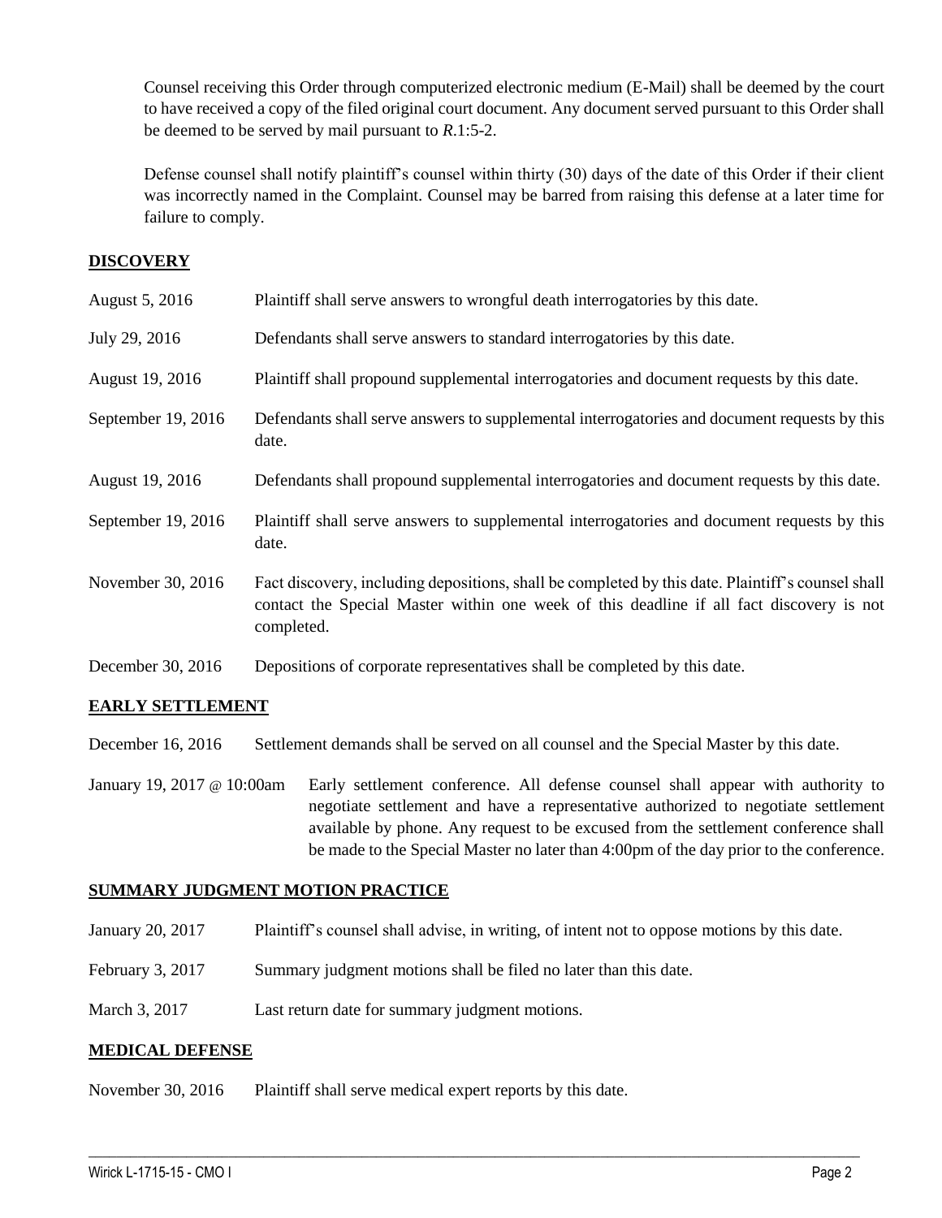Counsel receiving this Order through computerized electronic medium (E-Mail) shall be deemed by the court to have received a copy of the filed original court document. Any document served pursuant to this Order shall be deemed to be served by mail pursuant to *R*.1:5-2.

Defense counsel shall notify plaintiff's counsel within thirty (30) days of the date of this Order if their client was incorrectly named in the Complaint. Counsel may be barred from raising this defense at a later time for failure to comply.

## DISCOVERY

| | |
|---|---|
| August 5, 2016 | Plaintiff shall serve answers to wrongful death interrogatories by this date. |
| July 29, 2016 | Defendants shall serve answers to standard interrogatories by this date. |
| August 19, 2016 | Plaintiff shall propound supplemental interrogatories and document requests by this date. |
| September 19, 2016 | Defendants shall serve answers to supplemental interrogatories and document requests by this date. |
| August 19, 2016 | Defendants shall propound supplemental interrogatories and document requests by this date. |
| September 19, 2016 | Plaintiff shall serve answers to supplemental interrogatories and document requests by this date. |
| November 30, 2016 | Fact discovery, including depositions, shall be completed by this date. Plaintiff's counsel shall contact the Special Master within one week of this deadline if all fact discovery is not completed. |
| December 30, 2016 | Depositions of corporate representatives shall be completed by this date. |

## EARLY SETTLEMENT

| | |
|---|---|
| December 16, 2016 | Settlement demands shall be served on all counsel and the Special Master by this date. |
| January 19, 2017 @ 10:00am | Early settlement conference. All defense counsel shall appear with authority to negotiate settlement and have a representative authorized to negotiate settlement available by phone. Any request to be excused from the settlement conference shall be made to the Special Master no later than 4:00pm of the day prior to the conference. |

## SUMMARY JUDGMENT MOTION PRACTICE

| | |
|---|---|
| January 20, 2017 | Plaintiff's counsel shall advise, in writing, of intent not to oppose motions by this date. |
| February 3, 2017 | Summary judgment motions shall be filed no later than this date. |
| March 3, 2017 | Last return date for summary judgment motions. |

## MEDICAL DEFENSE

| | |
|---|---|
| November 30, 2016 | Plaintiff shall serve medical expert reports by this date. |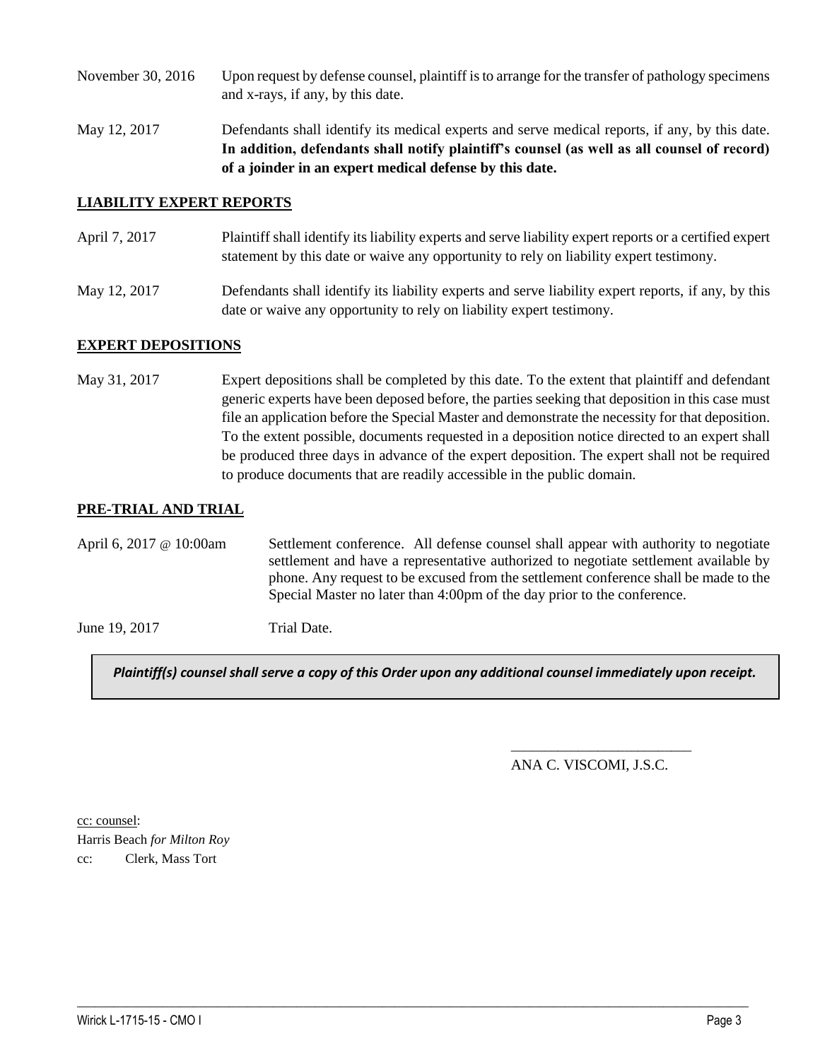| | |
|---|---|
| November 30, 2016 | Upon request by defense counsel, plaintiff is to arrange for the transfer of pathology specimens and x-rays, if any, by this date. |
| May 12, 2017 | Defendants shall identify its medical experts and serve medical reports, if any, by this date. **In addition, defendants shall notify plaintiff's counsel (as well as all counsel of record) of a joinder in an expert medical defense by this date.** |

## LIABILITY EXPERT REPORTS

| | |
|---|---|
| April 7, 2017 | Plaintiff shall identify its liability experts and serve liability expert reports or a certified expert statement by this date or waive any opportunity to rely on liability expert testimony. |
| May 12, 2017 | Defendants shall identify its liability experts and serve liability expert reports, if any, by this date or waive any opportunity to rely on liability expert testimony. |

## EXPERT DEPOSITIONS

| | |
|---|---|
| May 31, 2017 | Expert depositions shall be completed by this date. To the extent that plaintiff and defendant generic experts have been deposed before, the parties seeking that deposition in this case must file an application before the Special Master and demonstrate the necessity for that deposition. To the extent possible, documents requested in a deposition notice directed to an expert shall be produced three days in advance of the expert deposition. The expert shall not be required to produce documents that are readily accessible in the public domain. |

## PRE-TRIAL AND TRIAL

| | |
|---|---|
| April 6, 2017 @ 10:00am | Settlement conference. All defense counsel shall appear with authority to negotiate settlement and have a representative authorized to negotiate settlement available by phone. Any request to be excused from the settlement conference shall be made to the Special Master no later than 4:00pm of the day prior to the conference. |
| June 19, 2017 | Trial Date. |

***Plaintiff(s) counsel shall serve a copy of this Order upon any additional counsel immediately upon receipt.***

\_\_\_\_\_\_\_\_\_\_\_\_\_\_\_\_\_\_\_\_\_\_\_\_\_

ANA C. VISCOMI, J.S.C.

cc: counsel:
Harris Beach *for Milton Roy*
cc: Clerk, Mass Tort